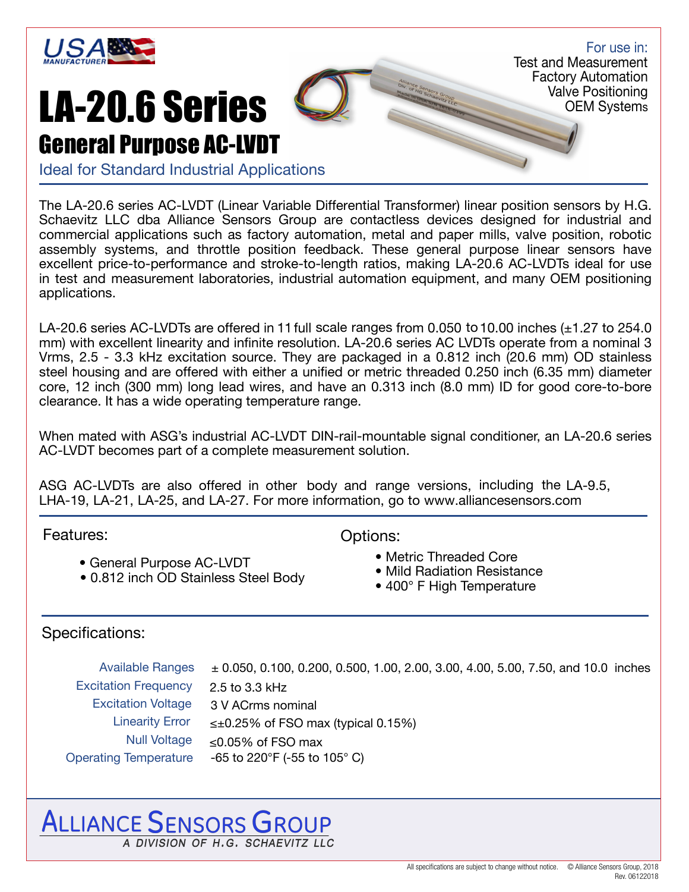USA MANUFACTURER

For use in:
Test and Measurement
Factory Automation
Valve Positioning
OEM Systems

# LA-20.6 Series

## General Purpose AC-LVDT

Ideal for Standard Industrial Applications

The LA-20.6 series AC-LVDT (Linear Variable Differential Transformer) linear position sensors by H.G. Schaevitz LLC dba Alliance Sensors Group are contactless devices designed for industrial and commercial applications such as factory automation, metal and paper mills, valve position, robotic assembly systems, and throttle position feedback. These general purpose linear sensors have excellent price-to-performance and stroke-to-length ratios, making LA-20.6 AC-LVDTs ideal for use in test and measurement laboratories, industrial automation equipment, and many OEM positioning applications.

LA-20.6 series AC-LVDTs are offered in 11 full scale ranges from 0.050 to 10.00 inches (±1.27 to 254.0 mm) with excellent linearity and infinite resolution. LA-20.6 series AC LVDTs operate from a nominal 3 Vrms, 2.5 - 3.3 kHz excitation source. They are packaged in a 0.812 inch (20.6 mm) OD stainless steel housing and are offered with either a unified or metric threaded 0.250 inch (6.35 mm) diameter core, 12 inch (300 mm) long lead wires, and have an 0.313 inch (8.0 mm) ID for good core-to-bore clearance. It has a wide operating temperature range.

When mated with ASG's industrial AC-LVDT DIN-rail-mountable signal conditioner, an LA-20.6 series AC-LVDT becomes part of a complete measurement solution.

ASG AC-LVDTs are also offered in other body and range versions, including the LA-9.5, LHA-19, LA-21, LA-25, and LA-27. For more information, go to www.alliancesensors.com

### Features:

- General Purpose AC-LVDT
- 0.812 inch OD Stainless Steel Body

### Options:

- Metric Threaded Core
- Mild Radiation Resistance
- 400° F High Temperature

### Specifications:

| | |
|---|---|
| Available Ranges | ± 0.050, 0.100, 0.200, 0.500, 1.00, 2.00, 3.00, 4.00, 5.00, 7.50, and 10.0 inches |
| Excitation Frequency | 2.5 to 3.3 kHz |
| Excitation Voltage | 3 V ACrms nominal |
| Linearity Error | ≤±0.25% of FSO max (typical 0.15%) |
| Null Voltage | ≤0.05% of FSO max |
| Operating Temperature | -65 to 220°F (-55 to 105° C) |

ALLIANCE SENSORS GROUP
*A DIVISION OF H.G. SCHAEVITZ LLC*

All specifications are subject to change without notice. © Alliance Sensors Group, 2018
Rev. 06122018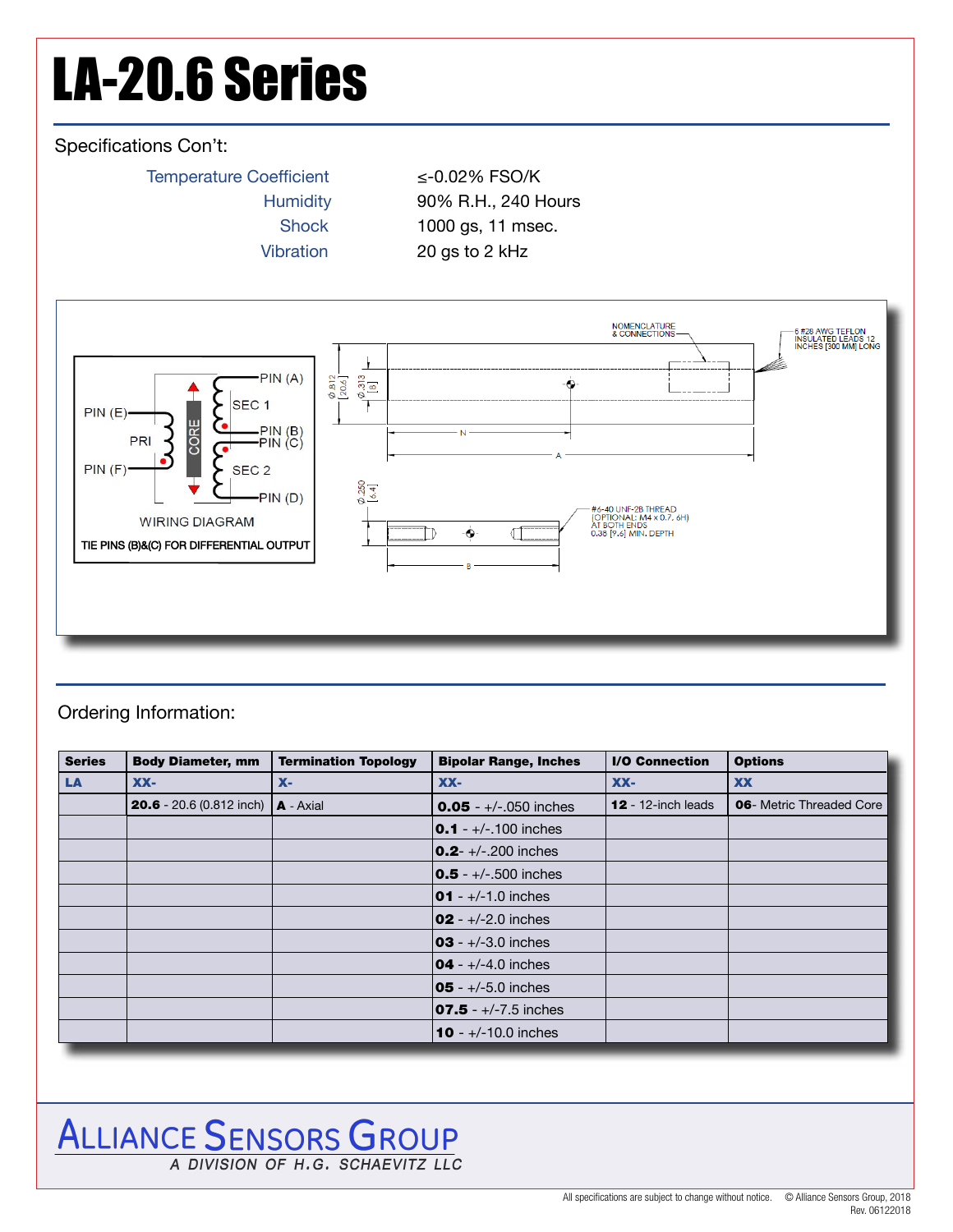# LA-20.6 Series

Specifications Con't:

| | |
|---|---|
| Temperature Coefficient | ≤-0.02% FSO/K |
| Humidity | 90% R.H., 240 Hours |
| Shock | 1000 gs, 11 msec. |
| Vibration | 20 gs to 2 kHz |

PIN (A)
SEC 1
PIN (E)
PRI
CORE
PIN (B)
PIN (C)
PIN (F)
SEC 2
PIN (D)
WIRING DIAGRAM
TIE PINS (B)&(C) FOR DIFFERENTIAL OUTPUT

NOMENCLATURE & CONNECTIONS
6 #28 AWG TEFLON INSULATED LEADS 12 INCHES [300 MM] LONG
Ø.812 [20.6]
Ø.313 [8]
N
A
Ø.250 [6.4]
#6-40 UNF-2B THREAD (OPTIONAL: M4 x 0.7, 6H) AT BOTH ENDS 0.38 [9.6] MIN. DEPTH
B

Ordering Information:

| Series | Body Diameter, mm | Termination Topology | Bipolar Range, Inches | I/O Connection | Options |
|---|---|---|---|---|---|
| **LA** | **XX-** | **X-** | **XX-** | **XX-** | **XX** |
| | **20.6** - 20.6 (0.812 inch) | **A** - Axial | **0.05** - +/-.050 inches | **12** - 12-inch leads | **06**- Metric Threaded Core |
| | | | **0.1** - +/-.100 inches | | |
| | | | **0.2**- +/-.200 inches | | |
| | | | **0.5** - +/-.500 inches | | |
| | | | **01** - +/-1.0 inches | | |
| | | | **02** - +/-2.0 inches | | |
| | | | **03** - +/-3.0 inches | | |
| | | | **04** - +/-4.0 inches | | |
| | | | **05** - +/-5.0 inches | | |
| | | | **07.5** - +/-7.5 inches | | |
| | | | **10** - +/-10.0 inches | | |

ALLIANCE SENSORS GROUP
*A DIVISION OF H.G. SCHAEVITZ LLC*

All specifications are subject to change without notice. © Alliance Sensors Group, 2018
Rev. 06122018